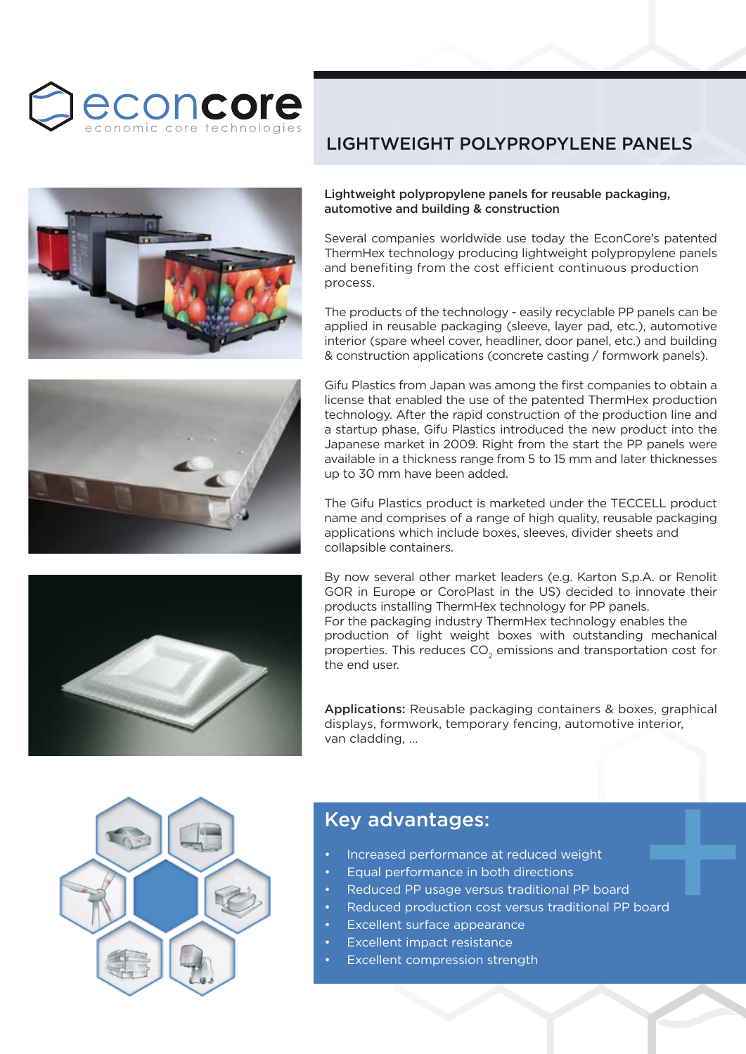econcore

economic core technologies

# LIGHTWEIGHT POLYPROPYLENE PANELS

**Lightweight polypropylene panels for reusable packaging, automotive and building & construction**

Several companies worldwide use today the EconCore's patented ThermHex technology producing lightweight polypropylene panels and benefiting from the cost efficient continuous production process.

The products of the technology - easily recyclable PP panels can be applied in reusable packaging (sleeve, layer pad, etc.), automotive interior (spare wheel cover, headliner, door panel, etc.) and building & construction applications (concrete casting / formwork panels).

Gifu Plastics from Japan was among the first companies to obtain a license that enabled the use of the patented ThermHex production technology. After the rapid construction of the production line and a startup phase, Gifu Plastics introduced the new product into the Japanese market in 2009. Right from the start the PP panels were available in a thickness range from 5 to 15 mm and later thicknesses up to 30 mm have been added.

The Gifu Plastics product is marketed under the TECCELL product name and comprises of a range of high quality, reusable packaging applications which include boxes, sleeves, divider sheets and collapsible containers.

By now several other market leaders (e.g. Karton S.p.A. or Renolit GOR in Europe or CoroPlast in the US) decided to innovate their products installing ThermHex technology for PP panels.
For the packaging industry ThermHex technology enables the production of light weight boxes with outstanding mechanical properties. This reduces $CO_2$ emissions and transportation cost for the end user.

**Applications:** Reusable packaging containers & boxes, graphical displays, formwork, temporary fencing, automotive interior, van cladding, ...

## Key advantages:

- Increased performance at reduced weight
- Equal performance in both directions
- Reduced PP usage versus traditional PP board
- Reduced production cost versus traditional PP board
- Excellent surface appearance
- Excellent impact resistance
- Excellent compression strength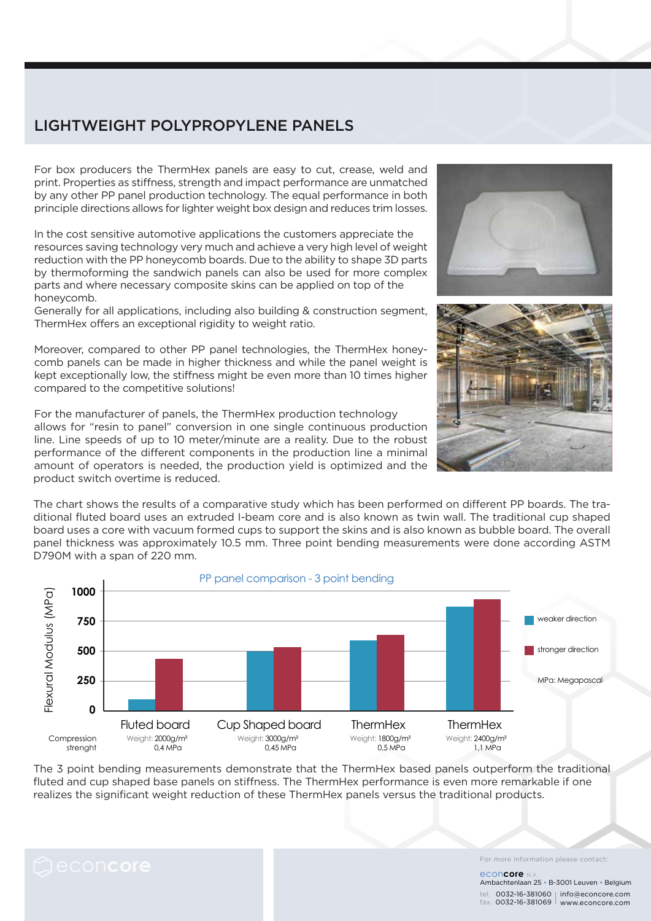# LIGHTWEIGHT POLYPROPYLENE PANELS

For box producers the ThermHex panels are easy to cut, crease, weld and print. Properties as stiffness, strength and impact performance are unmatched by any other PP panel production technology. The equal performance in both principle directions allows for lighter weight box design and reduces trim losses.

In the cost sensitive automotive applications the customers appreciate the resources saving technology very much and achieve a very high level of weight reduction with the PP honeycomb boards. Due to the ability to shape 3D parts by thermoforming the sandwich panels can also be used for more complex parts and where necessary composite skins can be applied on top of the honeycomb.
Generally for all applications, including also building & construction segment, ThermHex offers an exceptional rigidity to weight ratio.

Moreover, compared to other PP panel technologies, the ThermHex honeycomb panels can be made in higher thickness and while the panel weight is kept exceptionally low, the stiffness might be even more than 10 times higher compared to the competitive solutions!

For the manufacturer of panels, the ThermHex production technology allows for "resin to panel" conversion in one single continuous production line. Line speeds of up to 10 meter/minute are a reality. Due to the robust performance of the different components in the production line a minimal amount of operators is needed, the production yield is optimized and the product switch overtime is reduced.

The chart shows the results of a comparative study which has been performed on different PP boards. The traditional fluted board uses an extruded I-beam core and is also known as twin wall. The traditional cup shaped board uses a core with vacuum formed cups to support the skins and is also known as bubble board. The overall panel thickness was approximately 10.5 mm. Three point bending measurements were done according ASTM D790M with a span of 220 mm.

PP panel comparison - 3 point bending

Flexural Modulus (MPa)

1000
750
500
250
0

weaker direction
stronger direction
MPa: Megapascal

Compression strenght

Fluted board — Weight: 2000g/m² — 0,4 MPa
Cup Shaped board — Weight: 3000g/m² — 0,45 MPa
ThermHex — Weight: 1800g/m² — 0,5 MPa
ThermHex — Weight: 2400g/m² — 1,1 MPa

The 3 point bending measurements demonstrate that the ThermHex based panels outperform the traditional fluted and cup shaped base panels on stiffness. The ThermHex performance is even more remarkable if one realizes the significant weight reduction of these ThermHex panels versus the traditional products.

econcore

For more information please contact:

econcore N.V.
Ambachtenlaan 25 • B-3001 Leuven • Belgium
tel. 0032-16-381060 | info@econcore.com
fax. 0032-16-381069 | www.econcore.com